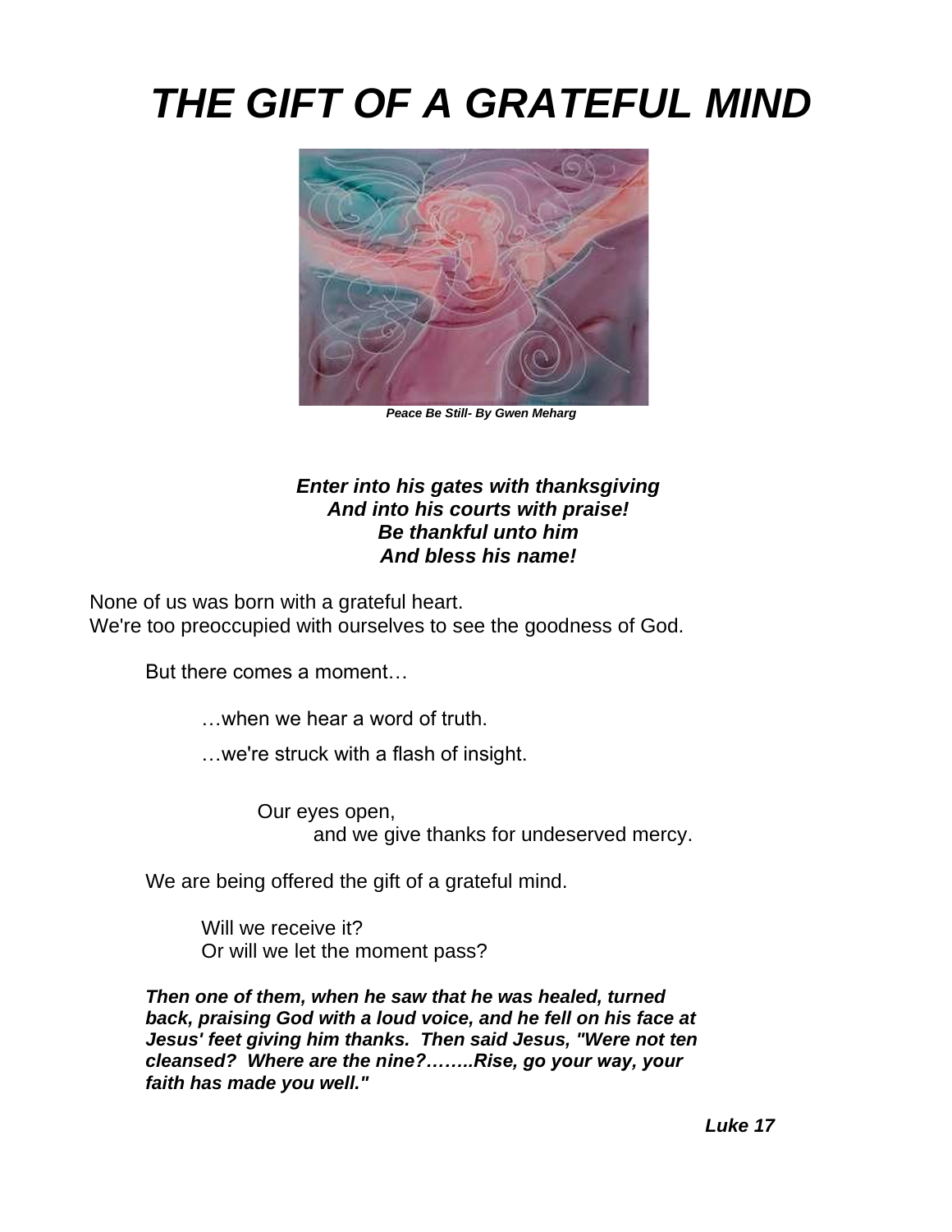# *THE GIFT OF A GRATEFUL MIND*

***Peace Be Still- By Gwen Meharg***

***Enter into his gates with thanksgiving***
***And into his courts with praise!***
***Be thankful unto him***
***And bless his name!***

None of us was born with a grateful heart.
We're too preoccupied with ourselves to see the goodness of God.

But there comes a moment…

…when we hear a word of truth.

…we're struck with a flash of insight.

Our eyes open,
and we give thanks for undeserved mercy.

We are being offered the gift of a grateful mind.

Will we receive it?
Or will we let the moment pass?

***Then one of them, when he saw that he was healed, turned back, praising God with a loud voice, and he fell on his face at Jesus' feet giving him thanks. Then said Jesus, "Were not ten cleansed? Where are the nine?……..Rise, go your way, your faith has made you well."***

***Luke 17***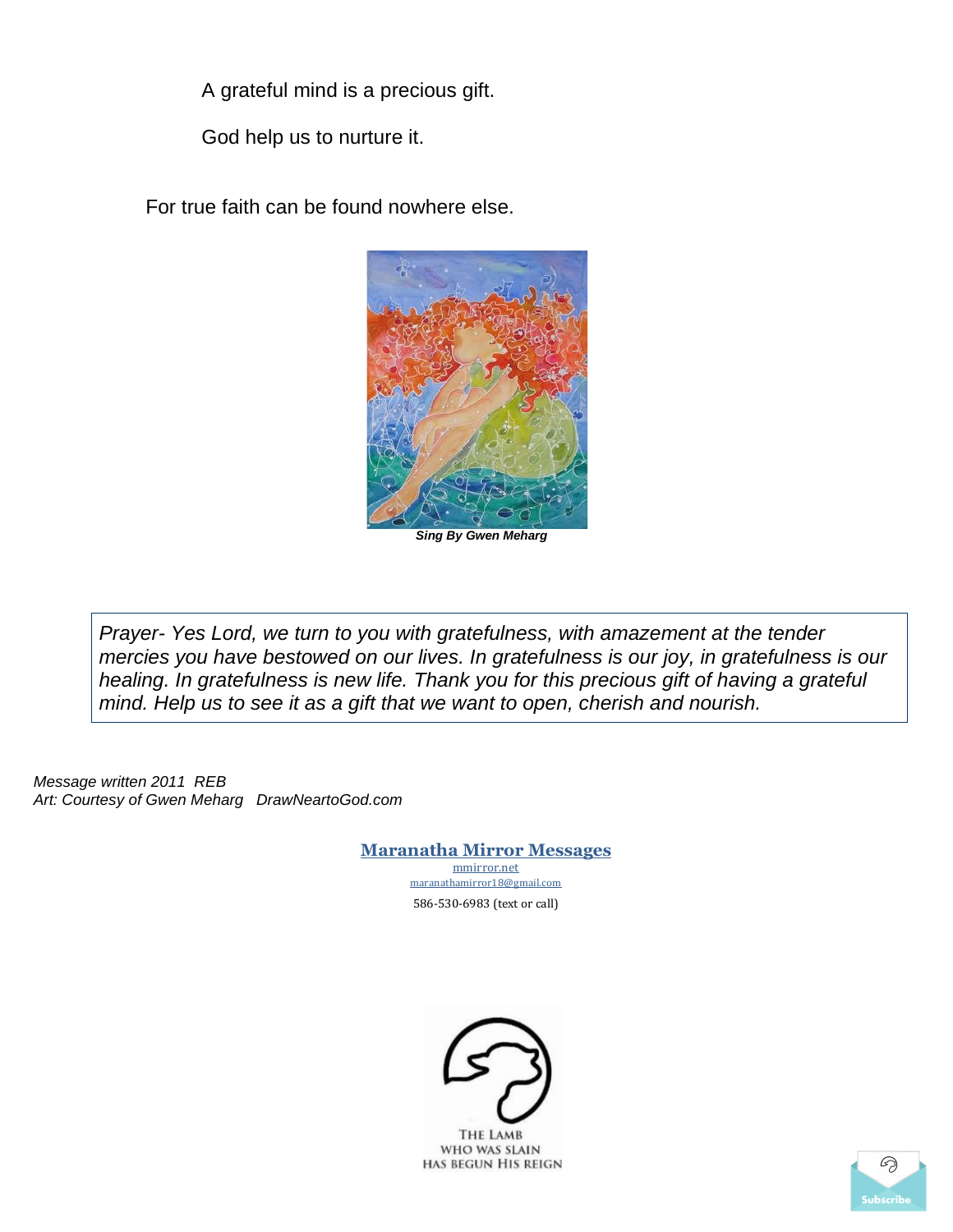A grateful mind is a precious gift.

God help us to nurture it.

For true faith can be found nowhere else.

***Sing By Gwen Meharg***

*Prayer- Yes Lord, we turn to you with gratefulness, with amazement at the tender mercies you have bestowed on our lives. In gratefulness is our joy, in gratefulness is our healing. In gratefulness is new life. Thank you for this precious gift of having a grateful mind. Help us to see it as a gift that we want to open, cherish and nourish.*

*Message written 2011 REB*
*Art: Courtesy of Gwen Meharg DrawNeartoGod.com*

**Maranatha Mirror Messages**
mmirror.net
maranathamirror18@gmail.com
586-530-6983 (text or call)

THE LAMB
WHO WAS SLAIN
HAS BEGUN HIS REIGN

Subscribe